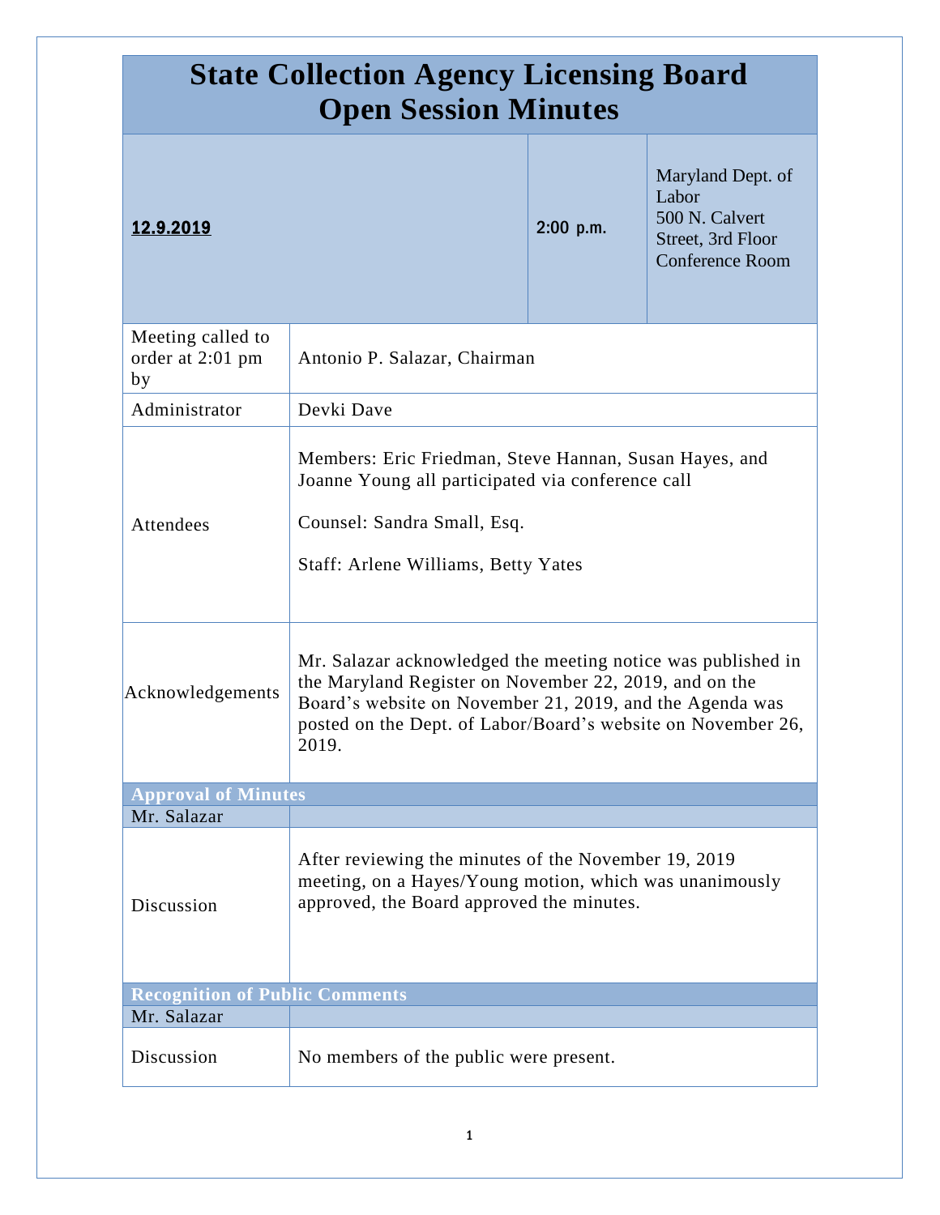# State Collection Agency Licensing Board Open Session Minutes

| **12.9.2019** | 2:00 p.m. | Maryland Dept. of Labor<br>500 N. Calvert Street, 3rd Floor Conference Room |
|---|---|---|

| | |
|---|---|
| Meeting called to order at 2:01 pm by | Antonio P. Salazar, Chairman |
| Administrator | Devki Dave |
| Attendees | Members: Eric Friedman, Steve Hannan, Susan Hayes, and Joanne Young all participated via conference call<br><br>Counsel: Sandra Small, Esq.<br><br>Staff: Arlene Williams, Betty Yates |
| Acknowledgements | Mr. Salazar acknowledged the meeting notice was published in the Maryland Register on November 22, 2019, and on the Board's website on November 21, 2019, and the Agenda was posted on the Dept. of Labor/Board's website on November 26, 2019. |

## Approval of Minutes

| Mr. Salazar | |
|---|---|
| Discussion | After reviewing the minutes of the November 19, 2019 meeting, on a Hayes/Young motion, which was unanimously approved, the Board approved the minutes. |

## Recognition of Public Comments

| Mr. Salazar | |
|---|---|
| Discussion | No members of the public were present. |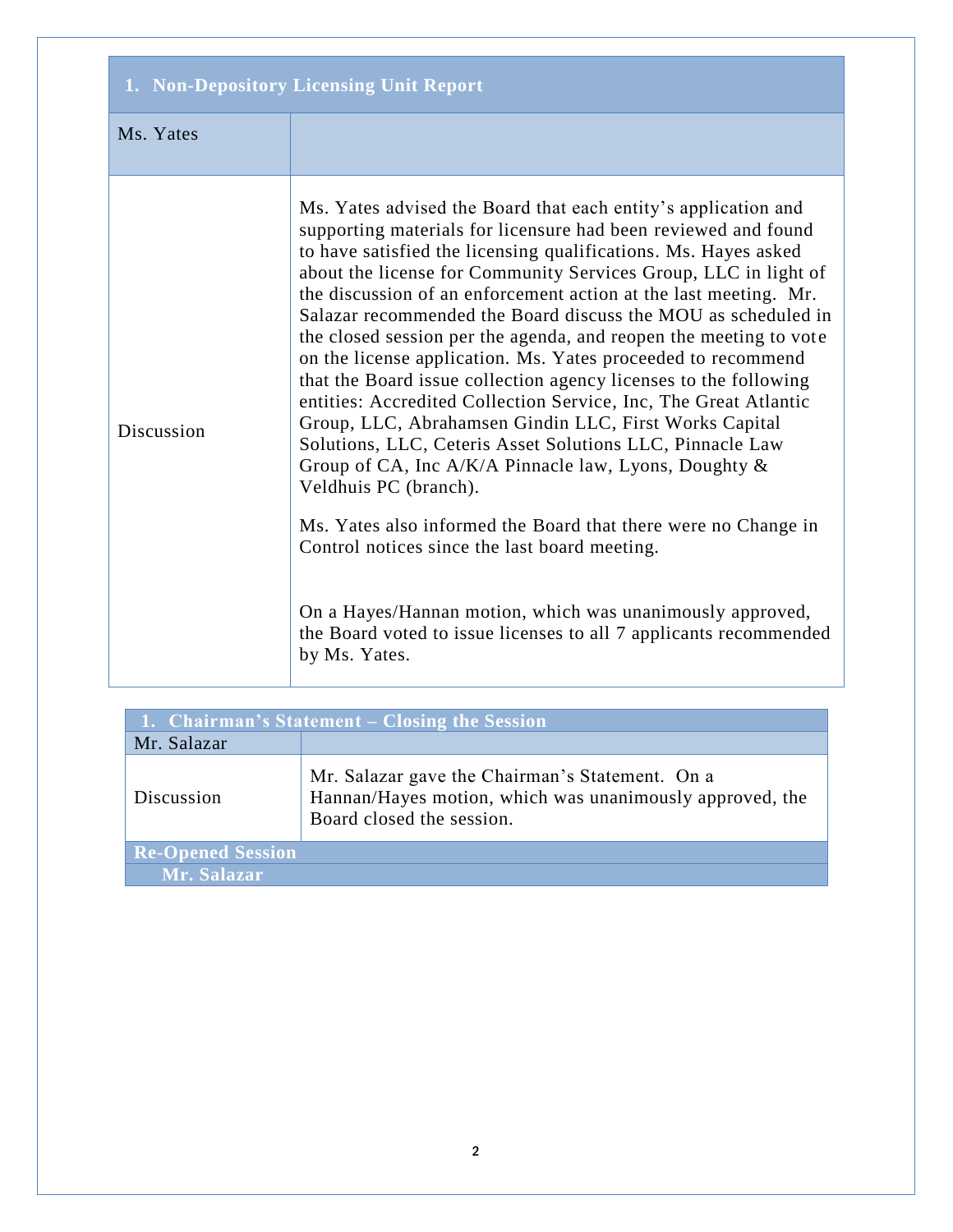| 1. Non-Depository Licensing Unit Report | |
|---|---|
| Ms. Yates | |
| Discussion | Ms. Yates advised the Board that each entity's application and supporting materials for licensure had been reviewed and found to have satisfied the licensing qualifications. Ms. Hayes asked about the license for Community Services Group, LLC in light of the discussion of an enforcement action at the last meeting. Mr. Salazar recommended the Board discuss the MOU as scheduled in the closed session per the agenda, and reopen the meeting to vote on the license application. Ms. Yates proceeded to recommend that the Board issue collection agency licenses to the following entities: Accredited Collection Service, Inc, The Great Atlantic Group, LLC, Abrahamsen Gindin LLC, First Works Capital Solutions, LLC, Ceteris Asset Solutions LLC, Pinnacle Law Group of CA, Inc A/K/A Pinnacle law, Lyons, Doughty & Veldhuis PC (branch).<br><br>Ms. Yates also informed the Board that there were no Change in Control notices since the last board meeting.<br><br>On a Hayes/Hannan motion, which was unanimously approved, the Board voted to issue licenses to all 7 applicants recommended by Ms. Yates. |

| 1. Chairman's Statement – Closing the Session | |
|---|---|
| Mr. Salazar | |
| Discussion | Mr. Salazar gave the Chairman's Statement. On a Hannan/Hayes motion, which was unanimously approved, the Board closed the session. |
| **Re-Opened Session** | |
| **Mr. Salazar** | |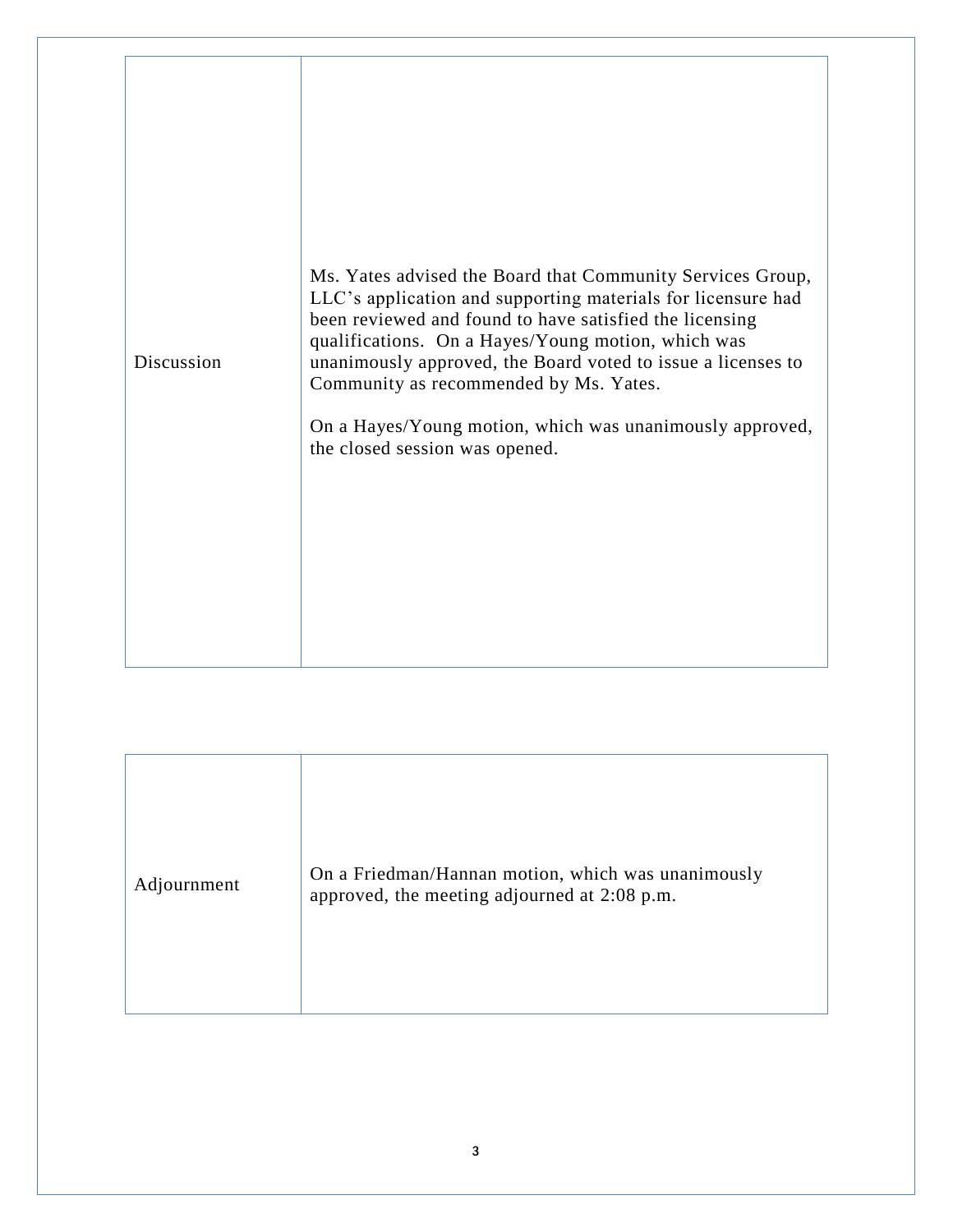| | |
|---|---|
| Discussion | Ms. Yates advised the Board that Community Services Group, LLC's application and supporting materials for licensure had been reviewed and found to have satisfied the licensing qualifications. On a Hayes/Young motion, which was unanimously approved, the Board voted to issue a licenses to Community as recommended by Ms. Yates.<br><br>On a Hayes/Young motion, which was unanimously approved, the closed session was opened. |

| | |
|---|---|
| Adjournment | On a Friedman/Hannan motion, which was unanimously approved, the meeting adjourned at 2:08 p.m. |